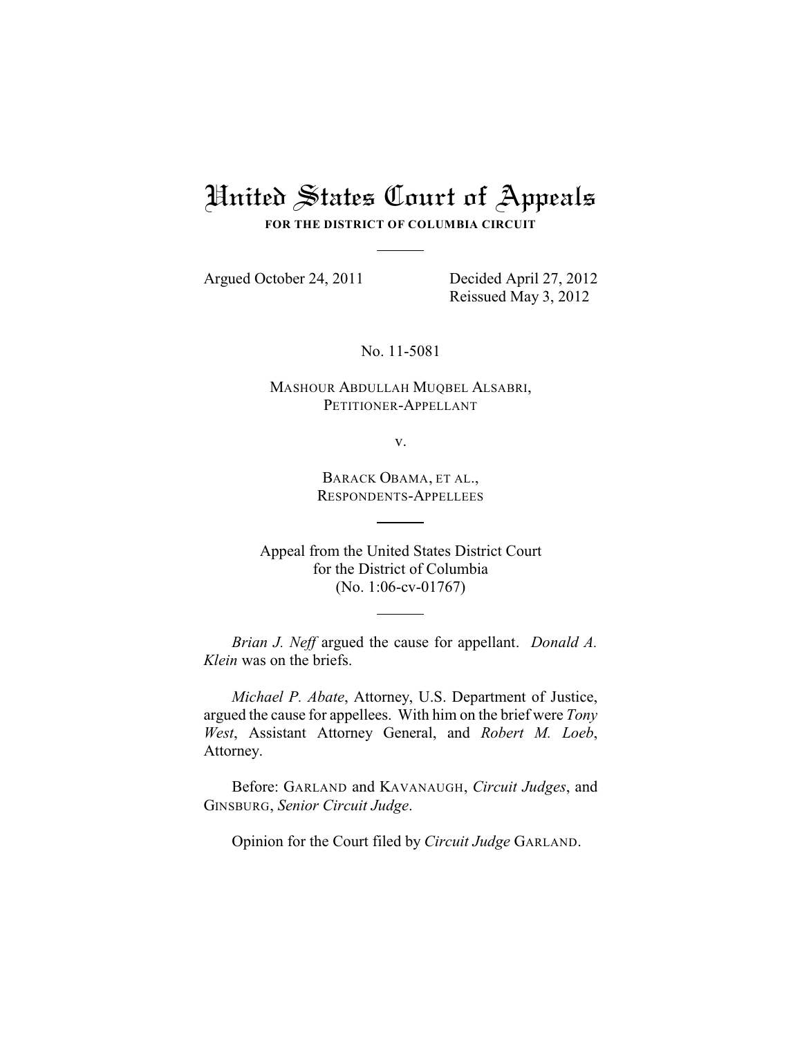# United States Court of Appeals

**FOR THE DISTRICT OF COLUMBIA CIRCUIT**

Argued October 24, 2011 Decided April 27, 2012

Reissued May 3, 2012

No. 11-5081

MASHOUR ABDULLAH MUQBEL ALSABRI,
PETITIONER-APPELLANT

v.

BARACK OBAMA, ET AL.,
RESPONDENTS-APPELLEES

Appeal from the United States District Court
for the District of Columbia
(No. 1:06-cv-01767)

*Brian J. Neff* argued the cause for appellant. *Donald A. Klein* was on the briefs.

*Michael P. Abate*, Attorney, U.S. Department of Justice, argued the cause for appellees. With him on the brief were *Tony West*, Assistant Attorney General, and *Robert M. Loeb*, Attorney.

Before: GARLAND and KAVANAUGH, *Circuit Judges*, and GINSBURG, *Senior Circuit Judge*.

Opinion for the Court filed by *Circuit Judge* GARLAND.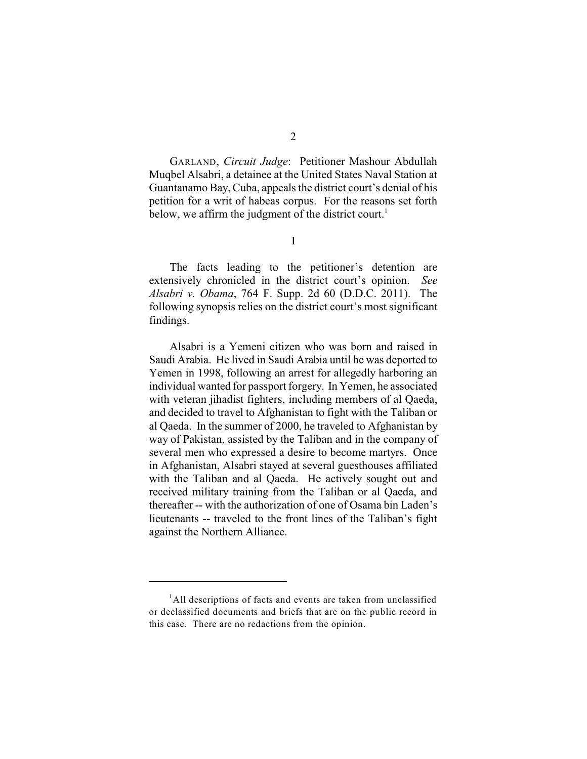GARLAND, *Circuit Judge*: Petitioner Mashour Abdullah Muqbel Alsabri, a detainee at the United States Naval Station at Guantanamo Bay, Cuba, appeals the district court's denial of his petition for a writ of habeas corpus. For the reasons set forth below, we affirm the judgment of the district court.[1]

I

The facts leading to the petitioner's detention are extensively chronicled in the district court's opinion. *See Alsabri v. Obama*, 764 F. Supp. 2d 60 (D.D.C. 2011). The following synopsis relies on the district court's most significant findings.

Alsabri is a Yemeni citizen who was born and raised in Saudi Arabia. He lived in Saudi Arabia until he was deported to Yemen in 1998, following an arrest for allegedly harboring an individual wanted for passport forgery. In Yemen, he associated with veteran jihadist fighters, including members of al Qaeda, and decided to travel to Afghanistan to fight with the Taliban or al Qaeda. In the summer of 2000, he traveled to Afghanistan by way of Pakistan, assisted by the Taliban and in the company of several men who expressed a desire to become martyrs. Once in Afghanistan, Alsabri stayed at several guesthouses affiliated with the Taliban and al Qaeda. He actively sought out and received military training from the Taliban or al Qaeda, and thereafter -- with the authorization of one of Osama bin Laden's lieutenants -- traveled to the front lines of the Taliban's fight against the Northern Alliance.

[1] All descriptions of facts and events are taken from unclassified or declassified documents and briefs that are on the public record in this case. There are no redactions from the opinion.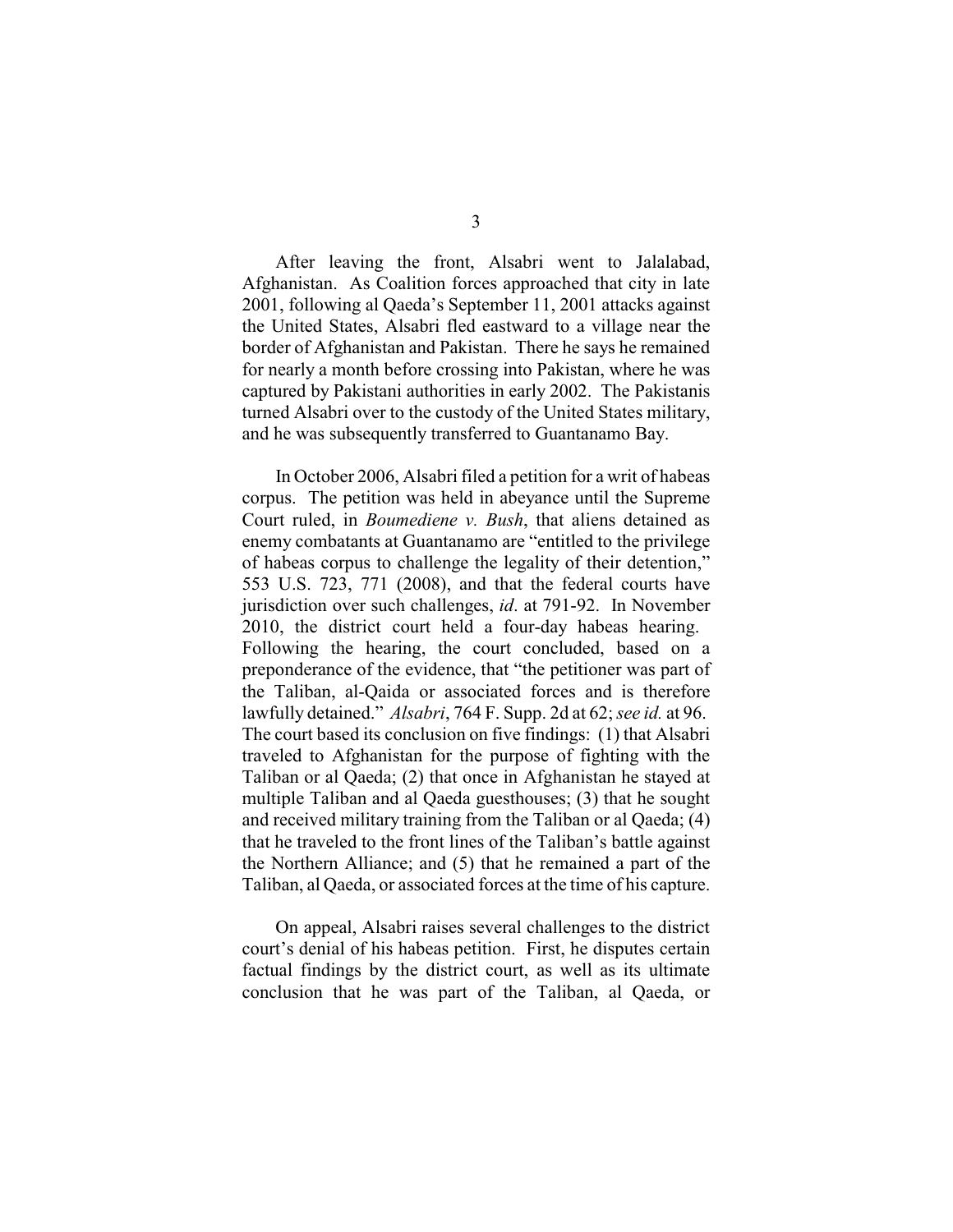After leaving the front, Alsabri went to Jalalabad, Afghanistan. As Coalition forces approached that city in late 2001, following al Qaeda's September 11, 2001 attacks against the United States, Alsabri fled eastward to a village near the border of Afghanistan and Pakistan. There he says he remained for nearly a month before crossing into Pakistan, where he was captured by Pakistani authorities in early 2002. The Pakistanis turned Alsabri over to the custody of the United States military, and he was subsequently transferred to Guantanamo Bay.

In October 2006, Alsabri filed a petition for a writ of habeas corpus. The petition was held in abeyance until the Supreme Court ruled, in *Boumediene v. Bush*, that aliens detained as enemy combatants at Guantanamo are "entitled to the privilege of habeas corpus to challenge the legality of their detention," 553 U.S. 723, 771 (2008), and that the federal courts have jurisdiction over such challenges, *id*. at 791-92. In November 2010, the district court held a four-day habeas hearing. Following the hearing, the court concluded, based on a preponderance of the evidence, that "the petitioner was part of the Taliban, al-Qaida or associated forces and is therefore lawfully detained." *Alsabri*, 764 F. Supp. 2d at 62; *see id.* at 96. The court based its conclusion on five findings: (1) that Alsabri traveled to Afghanistan for the purpose of fighting with the Taliban or al Qaeda; (2) that once in Afghanistan he stayed at multiple Taliban and al Qaeda guesthouses; (3) that he sought and received military training from the Taliban or al Qaeda; (4) that he traveled to the front lines of the Taliban's battle against the Northern Alliance; and (5) that he remained a part of the Taliban, al Qaeda, or associated forces at the time of his capture.

On appeal, Alsabri raises several challenges to the district court's denial of his habeas petition. First, he disputes certain factual findings by the district court, as well as its ultimate conclusion that he was part of the Taliban, al Qaeda, or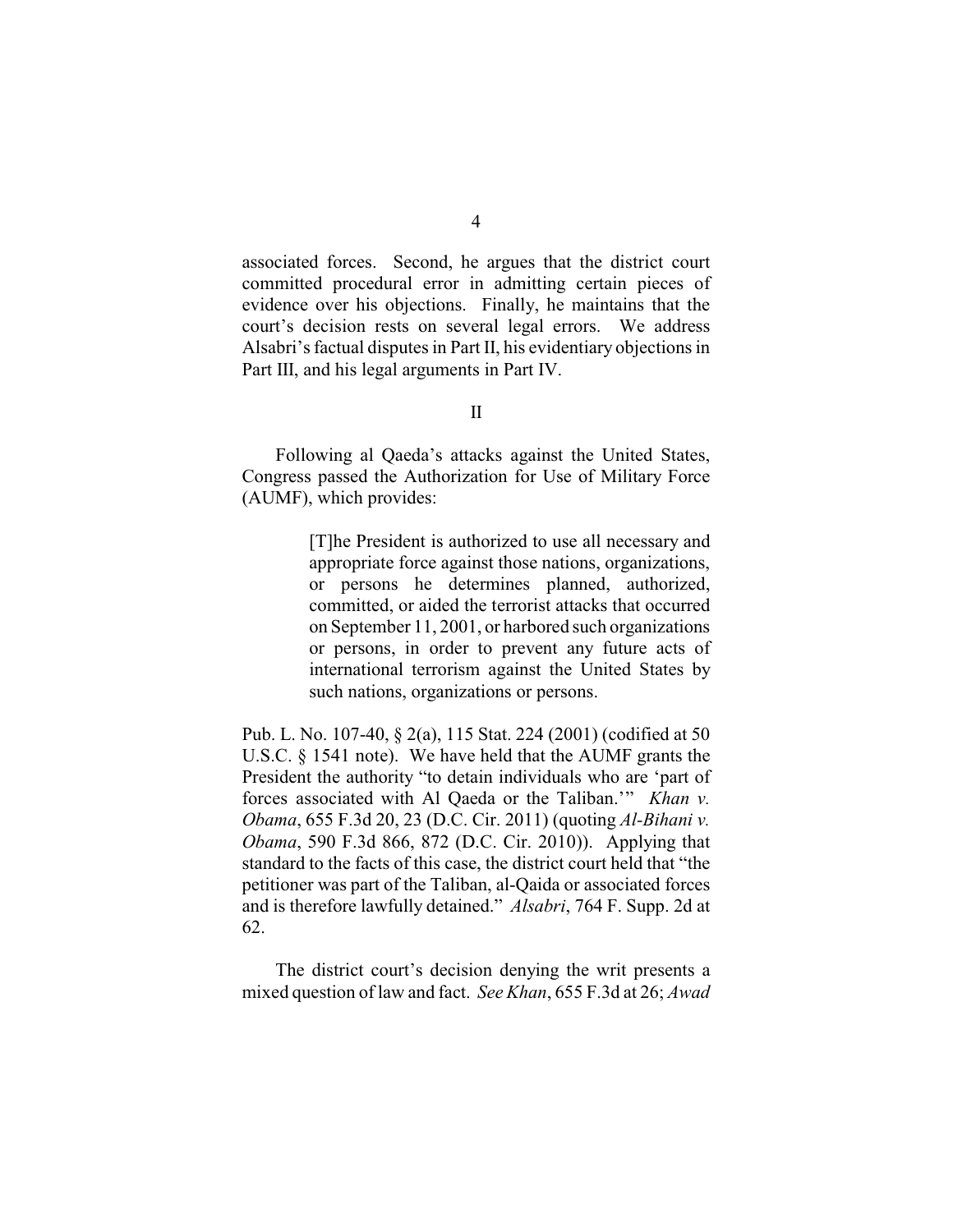associated forces. Second, he argues that the district court committed procedural error in admitting certain pieces of evidence over his objections. Finally, he maintains that the court's decision rests on several legal errors. We address Alsabri's factual disputes in Part II, his evidentiary objections in Part III, and his legal arguments in Part IV.

## II

Following al Qaeda's attacks against the United States, Congress passed the Authorization for Use of Military Force (AUMF), which provides:

> [T]he President is authorized to use all necessary and appropriate force against those nations, organizations, or persons he determines planned, authorized, committed, or aided the terrorist attacks that occurred on September 11, 2001, or harbored such organizations or persons, in order to prevent any future acts of international terrorism against the United States by such nations, organizations or persons.

Pub. L. No. 107-40, § 2(a), 115 Stat. 224 (2001) (codified at 50 U.S.C. § 1541 note). We have held that the AUMF grants the President the authority "to detain individuals who are 'part of forces associated with Al Qaeda or the Taliban.'" *Khan v. Obama*, 655 F.3d 20, 23 (D.C. Cir. 2011) (quoting *Al-Bihani v. Obama*, 590 F.3d 866, 872 (D.C. Cir. 2010)). Applying that standard to the facts of this case, the district court held that "the petitioner was part of the Taliban, al-Qaida or associated forces and is therefore lawfully detained." *Alsabri*, 764 F. Supp. 2d at 62.

The district court's decision denying the writ presents a mixed question of law and fact. *See Khan*, 655 F.3d at 26; *Awad*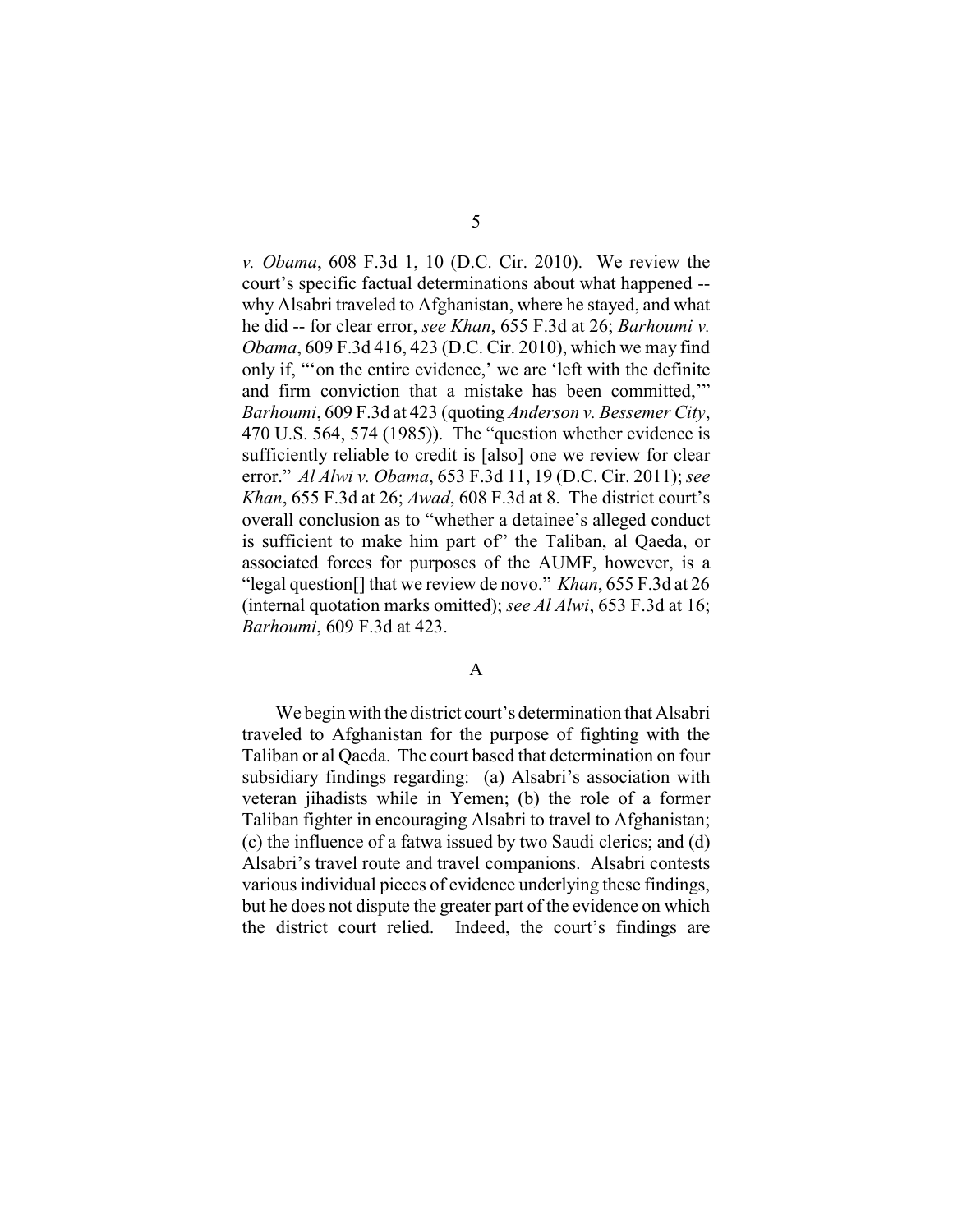*v. Obama*, 608 F.3d 1, 10 (D.C. Cir. 2010). We review the court's specific factual determinations about what happened -- why Alsabri traveled to Afghanistan, where he stayed, and what he did -- for clear error, *see Khan*, 655 F.3d at 26; *Barhoumi v. Obama*, 609 F.3d 416, 423 (D.C. Cir. 2010), which we may find only if, "'on the entire evidence,' we are 'left with the definite and firm conviction that a mistake has been committed,'" *Barhoumi*, 609 F.3d at 423 (quoting *Anderson v. Bessemer City*, 470 U.S. 564, 574 (1985)). The "question whether evidence is sufficiently reliable to credit is [also] one we review for clear error." *Al Alwi v. Obama*, 653 F.3d 11, 19 (D.C. Cir. 2011); *see Khan*, 655 F.3d at 26; *Awad*, 608 F.3d at 8. The district court's overall conclusion as to "whether a detainee's alleged conduct is sufficient to make him part of" the Taliban, al Qaeda, or associated forces for purposes of the AUMF, however, is a "legal question[] that we review de novo." *Khan*, 655 F.3d at 26 (internal quotation marks omitted); *see Al Alwi*, 653 F.3d at 16; *Barhoumi*, 609 F.3d at 423.

## A

We begin with the district court's determination that Alsabri traveled to Afghanistan for the purpose of fighting with the Taliban or al Qaeda. The court based that determination on four subsidiary findings regarding: (a) Alsabri's association with veteran jihadists while in Yemen; (b) the role of a former Taliban fighter in encouraging Alsabri to travel to Afghanistan; (c) the influence of a fatwa issued by two Saudi clerics; and (d) Alsabri's travel route and travel companions. Alsabri contests various individual pieces of evidence underlying these findings, but he does not dispute the greater part of the evidence on which the district court relied. Indeed, the court's findings are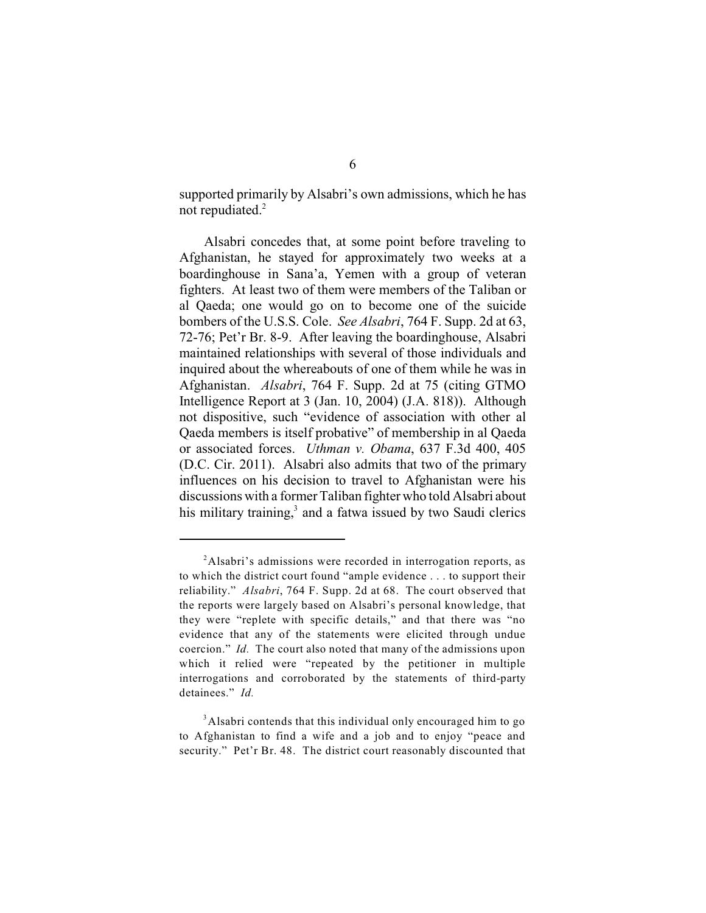supported primarily by Alsabri's own admissions, which he has not repudiated.[2]

Alsabri concedes that, at some point before traveling to Afghanistan, he stayed for approximately two weeks at a boardinghouse in Sana'a, Yemen with a group of veteran fighters. At least two of them were members of the Taliban or al Qaeda; one would go on to become one of the suicide bombers of the U.S.S. Cole. *See Alsabri*, 764 F. Supp. 2d at 63, 72-76; Pet'r Br. 8-9. After leaving the boardinghouse, Alsabri maintained relationships with several of those individuals and inquired about the whereabouts of one of them while he was in Afghanistan. *Alsabri*, 764 F. Supp. 2d at 75 (citing GTMO Intelligence Report at 3 (Jan. 10, 2004) (J.A. 818)). Although not dispositive, such "evidence of association with other al Qaeda members is itself probative" of membership in al Qaeda or associated forces. *Uthman v. Obama*, 637 F.3d 400, 405 (D.C. Cir. 2011). Alsabri also admits that two of the primary influences on his decision to travel to Afghanistan were his discussions with a former Taliban fighter who told Alsabri about his military training,[3] and a fatwa issued by two Saudi clerics

---

[2] Alsabri's admissions were recorded in interrogation reports, as to which the district court found "ample evidence . . . to support their reliability." *Alsabri*, 764 F. Supp. 2d at 68. The court observed that the reports were largely based on Alsabri's personal knowledge, that they were "replete with specific details," and that there was "no evidence that any of the statements were elicited through undue coercion." *Id.* The court also noted that many of the admissions upon which it relied were "repeated by the petitioner in multiple interrogations and corroborated by the statements of third-party detainees." *Id.*

[3] Alsabri contends that this individual only encouraged him to go to Afghanistan to find a wife and a job and to enjoy "peace and security." Pet'r Br. 48. The district court reasonably discounted that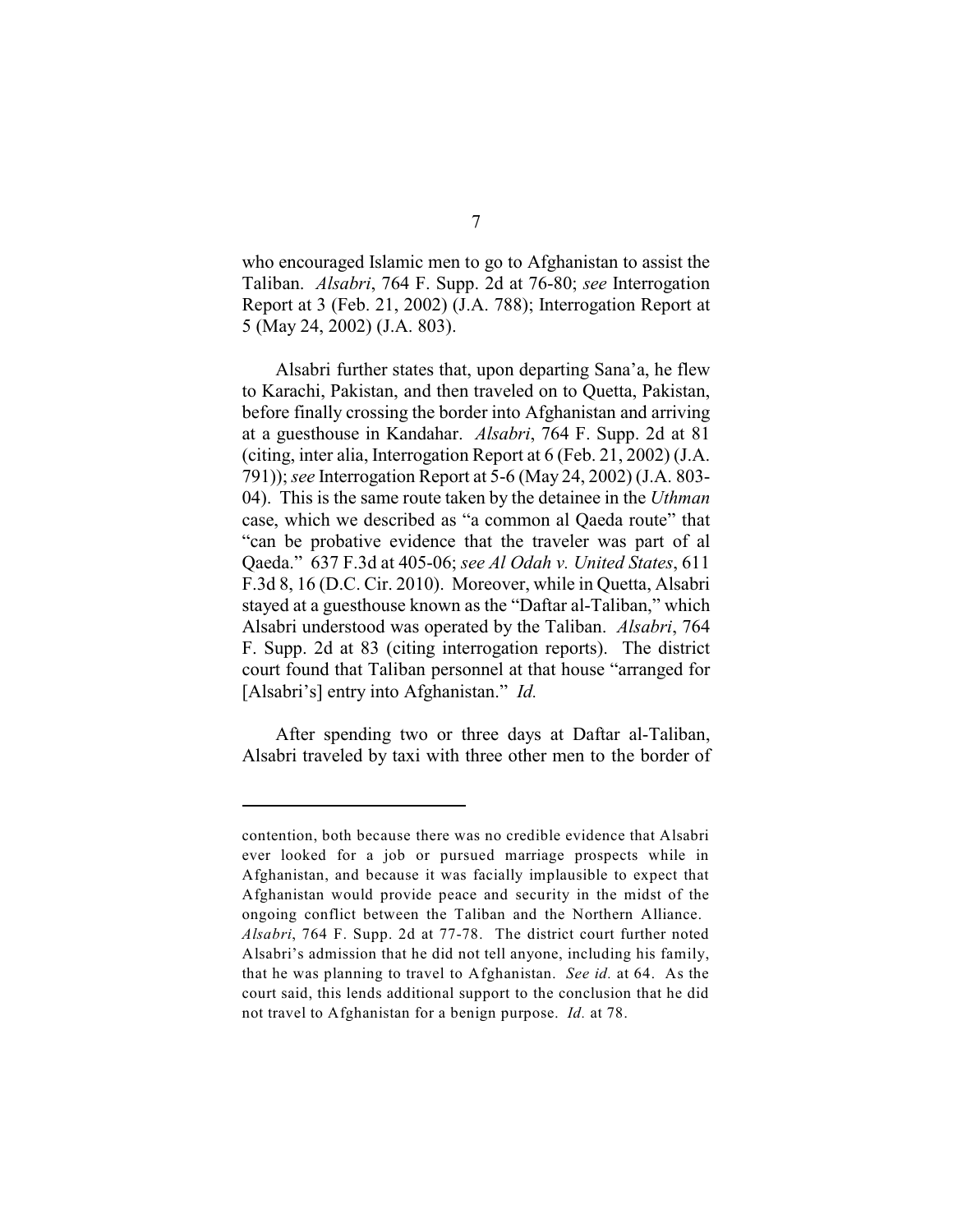who encouraged Islamic men to go to Afghanistan to assist the Taliban. *Alsabri*, 764 F. Supp. 2d at 76-80; *see* Interrogation Report at 3 (Feb. 21, 2002) (J.A. 788); Interrogation Report at 5 (May 24, 2002) (J.A. 803).

Alsabri further states that, upon departing Sana'a, he flew to Karachi, Pakistan, and then traveled on to Quetta, Pakistan, before finally crossing the border into Afghanistan and arriving at a guesthouse in Kandahar. *Alsabri*, 764 F. Supp. 2d at 81 (citing, inter alia, Interrogation Report at 6 (Feb. 21, 2002) (J.A. 791)); *see* Interrogation Report at 5-6 (May 24, 2002) (J.A. 803-04). This is the same route taken by the detainee in the *Uthman* case, which we described as "a common al Qaeda route" that "can be probative evidence that the traveler was part of al Qaeda." 637 F.3d at 405-06; *see Al Odah v. United States*, 611 F.3d 8, 16 (D.C. Cir. 2010). Moreover, while in Quetta, Alsabri stayed at a guesthouse known as the "Daftar al-Taliban," which Alsabri understood was operated by the Taliban. *Alsabri*, 764 F. Supp. 2d at 83 (citing interrogation reports). The district court found that Taliban personnel at that house "arranged for [Alsabri's] entry into Afghanistan." *Id.*

After spending two or three days at Daftar al-Taliban, Alsabri traveled by taxi with three other men to the border of

---

contention, both because there was no credible evidence that Alsabri ever looked for a job or pursued marriage prospects while in Afghanistan, and because it was facially implausible to expect that Afghanistan would provide peace and security in the midst of the ongoing conflict between the Taliban and the Northern Alliance. *Alsabri*, 764 F. Supp. 2d at 77-78. The district court further noted Alsabri's admission that he did not tell anyone, including his family, that he was planning to travel to Afghanistan. *See id.* at 64. As the court said, this lends additional support to the conclusion that he did not travel to Afghanistan for a benign purpose. *Id.* at 78.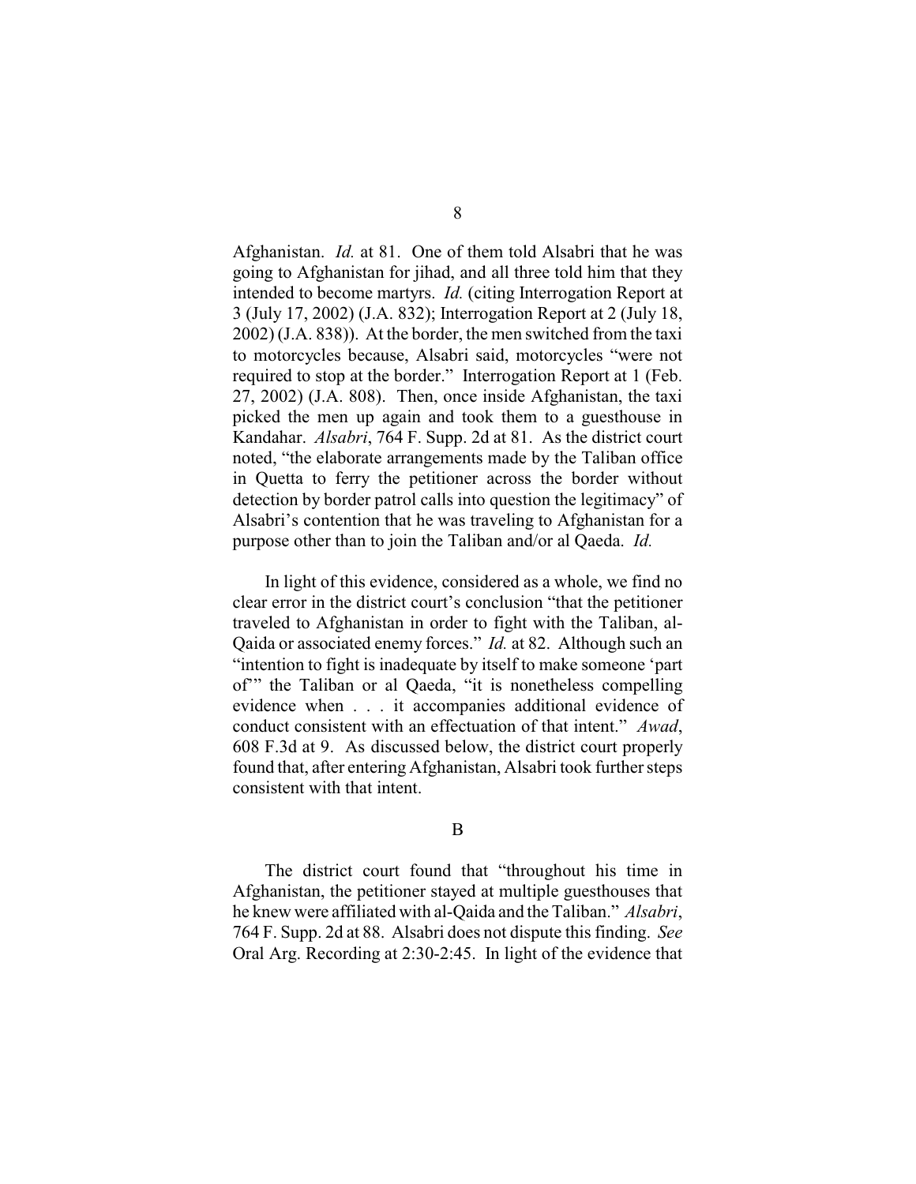Afghanistan. *Id.* at 81. One of them told Alsabri that he was going to Afghanistan for jihad, and all three told him that they intended to become martyrs. *Id.* (citing Interrogation Report at 3 (July 17, 2002) (J.A. 832); Interrogation Report at 2 (July 18, 2002) (J.A. 838)). At the border, the men switched from the taxi to motorcycles because, Alsabri said, motorcycles "were not required to stop at the border." Interrogation Report at 1 (Feb. 27, 2002) (J.A. 808). Then, once inside Afghanistan, the taxi picked the men up again and took them to a guesthouse in Kandahar. *Alsabri*, 764 F. Supp. 2d at 81. As the district court noted, "the elaborate arrangements made by the Taliban office in Quetta to ferry the petitioner across the border without detection by border patrol calls into question the legitimacy" of Alsabri's contention that he was traveling to Afghanistan for a purpose other than to join the Taliban and/or al Qaeda. *Id.*

In light of this evidence, considered as a whole, we find no clear error in the district court's conclusion "that the petitioner traveled to Afghanistan in order to fight with the Taliban, al-Qaida or associated enemy forces." *Id.* at 82. Although such an "intention to fight is inadequate by itself to make someone 'part of'" the Taliban or al Qaeda, "it is nonetheless compelling evidence when . . . it accompanies additional evidence of conduct consistent with an effectuation of that intent." *Awad*, 608 F.3d at 9. As discussed below, the district court properly found that, after entering Afghanistan, Alsabri took further steps consistent with that intent.

## B

The district court found that "throughout his time in Afghanistan, the petitioner stayed at multiple guesthouses that he knew were affiliated with al-Qaida and the Taliban." *Alsabri*, 764 F. Supp. 2d at 88. Alsabri does not dispute this finding. *See* Oral Arg. Recording at 2:30-2:45. In light of the evidence that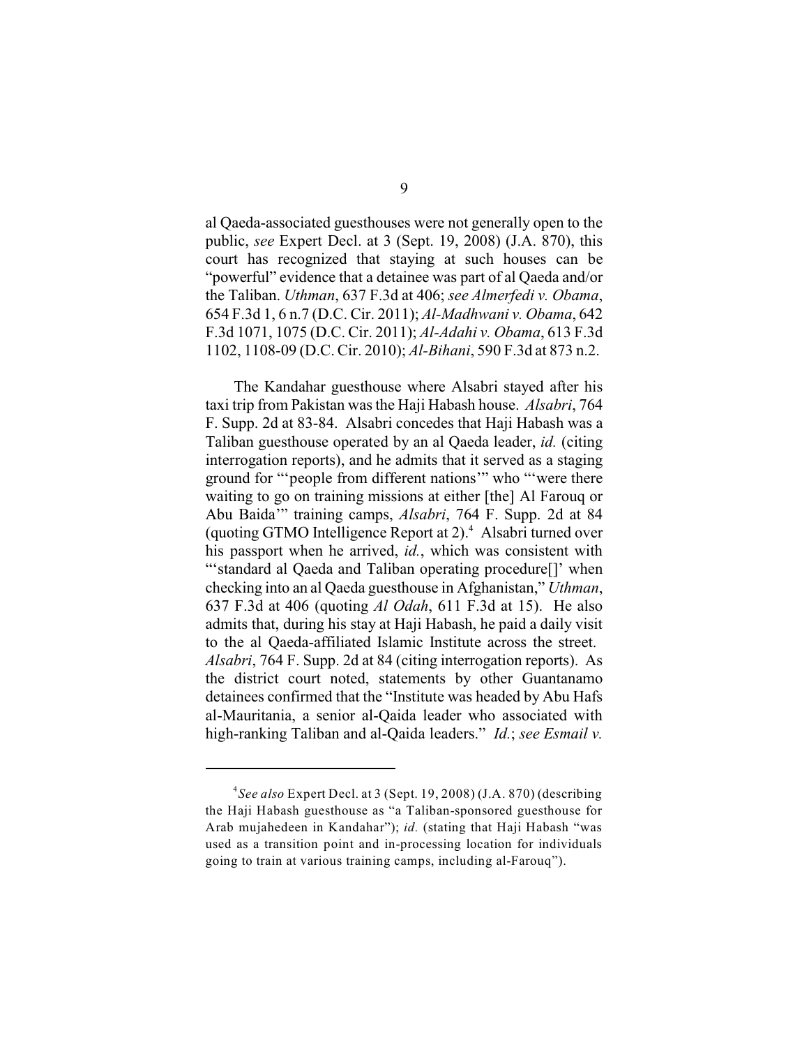al Qaeda-associated guesthouses were not generally open to the public, *see* Expert Decl. at 3 (Sept. 19, 2008) (J.A. 870), this court has recognized that staying at such houses can be "powerful" evidence that a detainee was part of al Qaeda and/or the Taliban. *Uthman*, 637 F.3d at 406; *see Almerfedi v. Obama*, 654 F.3d 1, 6 n.7 (D.C. Cir. 2011); *Al-Madhwani v. Obama*, 642 F.3d 1071, 1075 (D.C. Cir. 2011); *Al-Adahi v. Obama*, 613 F.3d 1102, 1108-09 (D.C. Cir. 2010); *Al-Bihani*, 590 F.3d at 873 n.2.

The Kandahar guesthouse where Alsabri stayed after his taxi trip from Pakistan was the Haji Habash house. *Alsabri*, 764 F. Supp. 2d at 83-84. Alsabri concedes that Haji Habash was a Taliban guesthouse operated by an al Qaeda leader, *id.* (citing interrogation reports), and he admits that it served as a staging ground for "'people from different nations'" who "'were there waiting to go on training missions at either [the] Al Farouq or Abu Baida'" training camps, *Alsabri*, 764 F. Supp. 2d at 84 (quoting GTMO Intelligence Report at 2).[4] Alsabri turned over his passport when he arrived, *id.*, which was consistent with "'standard al Qaeda and Taliban operating procedure[]' when checking into an al Qaeda guesthouse in Afghanistan," *Uthman*, 637 F.3d at 406 (quoting *Al Odah*, 611 F.3d at 15). He also admits that, during his stay at Haji Habash, he paid a daily visit to the al Qaeda-affiliated Islamic Institute across the street. *Alsabri*, 764 F. Supp. 2d at 84 (citing interrogation reports). As the district court noted, statements by other Guantanamo detainees confirmed that the "Institute was headed by Abu Hafs al-Mauritania, a senior al-Qaida leader who associated with high-ranking Taliban and al-Qaida leaders." *Id.*; *see Esmail v.*

---

[4] *See also* Expert Decl. at 3 (Sept. 19, 2008) (J.A. 870) (describing the Haji Habash guesthouse as "a Taliban-sponsored guesthouse for Arab mujahedeen in Kandahar"); *id.* (stating that Haji Habash "was used as a transition point and in-processing location for individuals going to train at various training camps, including al-Farouq").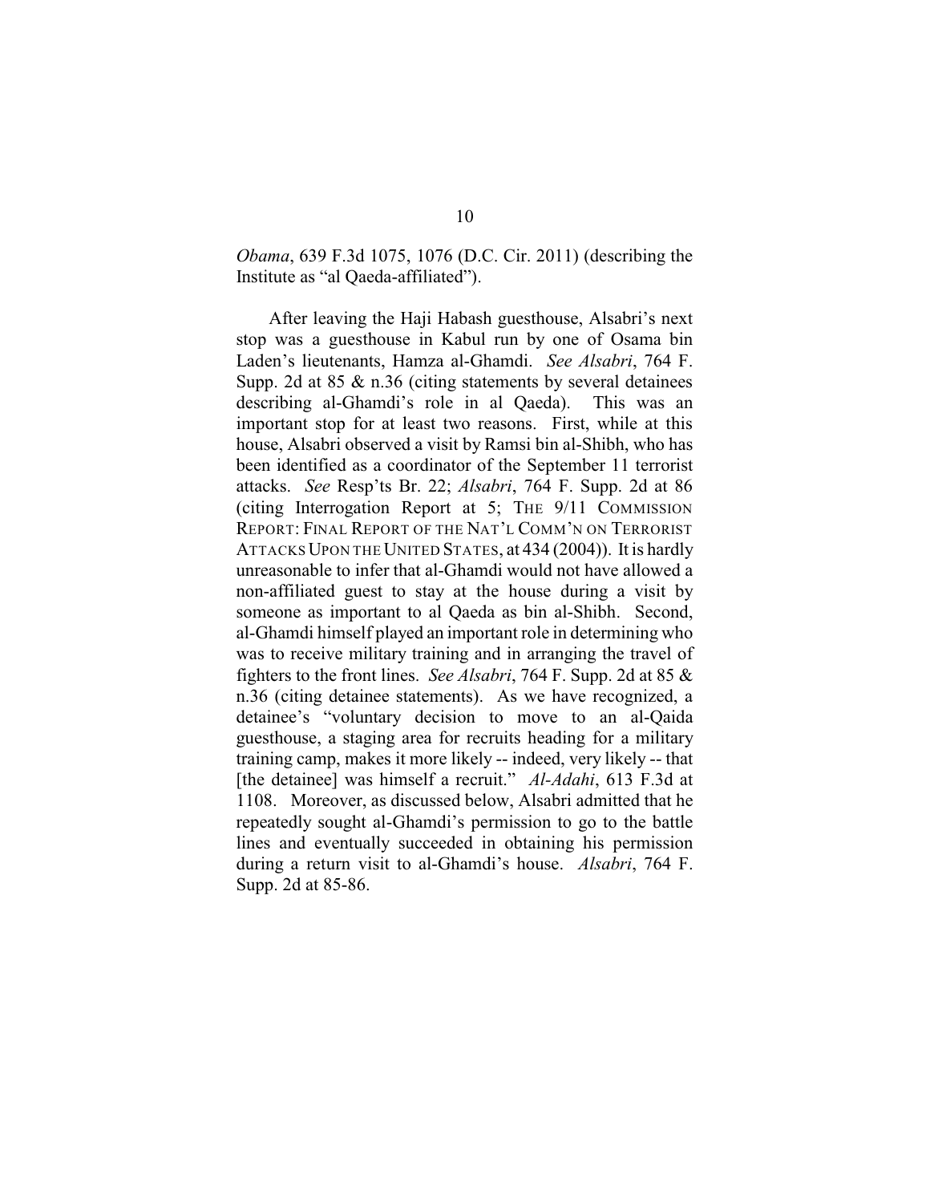*Obama*, 639 F.3d 1075, 1076 (D.C. Cir. 2011) (describing the Institute as "al Qaeda-affiliated").

After leaving the Haji Habash guesthouse, Alsabri's next stop was a guesthouse in Kabul run by one of Osama bin Laden's lieutenants, Hamza al-Ghamdi. *See Alsabri*, 764 F. Supp. 2d at 85 & n.36 (citing statements by several detainees describing al-Ghamdi's role in al Qaeda). This was an important stop for at least two reasons. First, while at this house, Alsabri observed a visit by Ramsi bin al-Shibh, who has been identified as a coordinator of the September 11 terrorist attacks. *See* Resp'ts Br. 22; *Alsabri*, 764 F. Supp. 2d at 86 (citing Interrogation Report at 5; THE 9/11 COMMISSION REPORT: FINAL REPORT OF THE NAT'L COMM'N ON TERRORIST ATTACKS UPON THE UNITED STATES, at 434 (2004)). It is hardly unreasonable to infer that al-Ghamdi would not have allowed a non-affiliated guest to stay at the house during a visit by someone as important to al Qaeda as bin al-Shibh. Second, al-Ghamdi himself played an important role in determining who was to receive military training and in arranging the travel of fighters to the front lines. *See Alsabri*, 764 F. Supp. 2d at 85 & n.36 (citing detainee statements). As we have recognized, a detainee's "voluntary decision to move to an al-Qaida guesthouse, a staging area for recruits heading for a military training camp, makes it more likely -- indeed, very likely -- that [the detainee] was himself a recruit." *Al-Adahi*, 613 F.3d at 1108. Moreover, as discussed below, Alsabri admitted that he repeatedly sought al-Ghamdi's permission to go to the battle lines and eventually succeeded in obtaining his permission during a return visit to al-Ghamdi's house. *Alsabri*, 764 F. Supp. 2d at 85-86.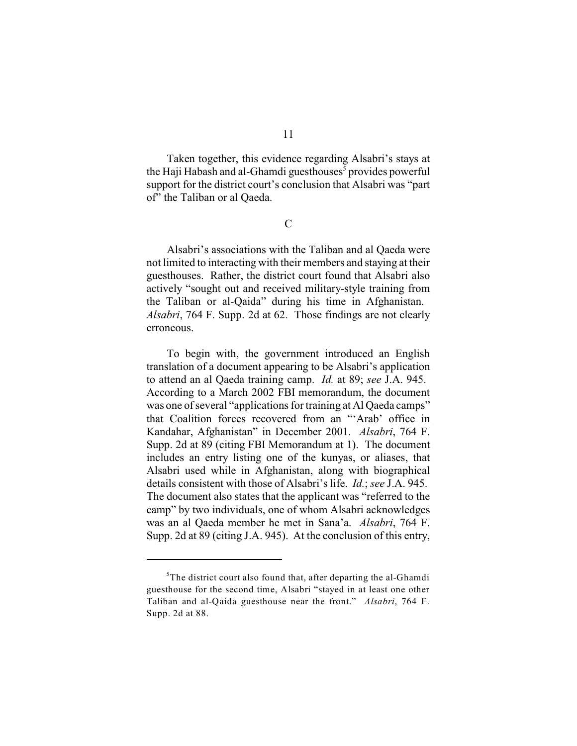Taken together, this evidence regarding Alsabri's stays at the Haji Habash and al-Ghamdi guesthouses[5] provides powerful support for the district court's conclusion that Alsabri was "part of" the Taliban or al Qaeda.

### C

Alsabri's associations with the Taliban and al Qaeda were not limited to interacting with their members and staying at their guesthouses. Rather, the district court found that Alsabri also actively "sought out and received military-style training from the Taliban or al-Qaida" during his time in Afghanistan. *Alsabri*, 764 F. Supp. 2d at 62. Those findings are not clearly erroneous.

To begin with, the government introduced an English translation of a document appearing to be Alsabri's application to attend an al Qaeda training camp. *Id.* at 89; *see* J.A. 945. According to a March 2002 FBI memorandum, the document was one of several "applications for training at Al Qaeda camps" that Coalition forces recovered from an "'Arab' office in Kandahar, Afghanistan" in December 2001. *Alsabri*, 764 F. Supp. 2d at 89 (citing FBI Memorandum at 1). The document includes an entry listing one of the kunyas, or aliases, that Alsabri used while in Afghanistan, along with biographical details consistent with those of Alsabri's life. *Id.*; *see* J.A. 945. The document also states that the applicant was "referred to the camp" by two individuals, one of whom Alsabri acknowledges was an al Qaeda member he met in Sana'a. *Alsabri*, 764 F. Supp. 2d at 89 (citing J.A. 945). At the conclusion of this entry,

---

[5] The district court also found that, after departing the al-Ghamdi guesthouse for the second time, Alsabri "stayed in at least one other Taliban and al-Qaida guesthouse near the front." *Alsabri*, 764 F. Supp. 2d at 88.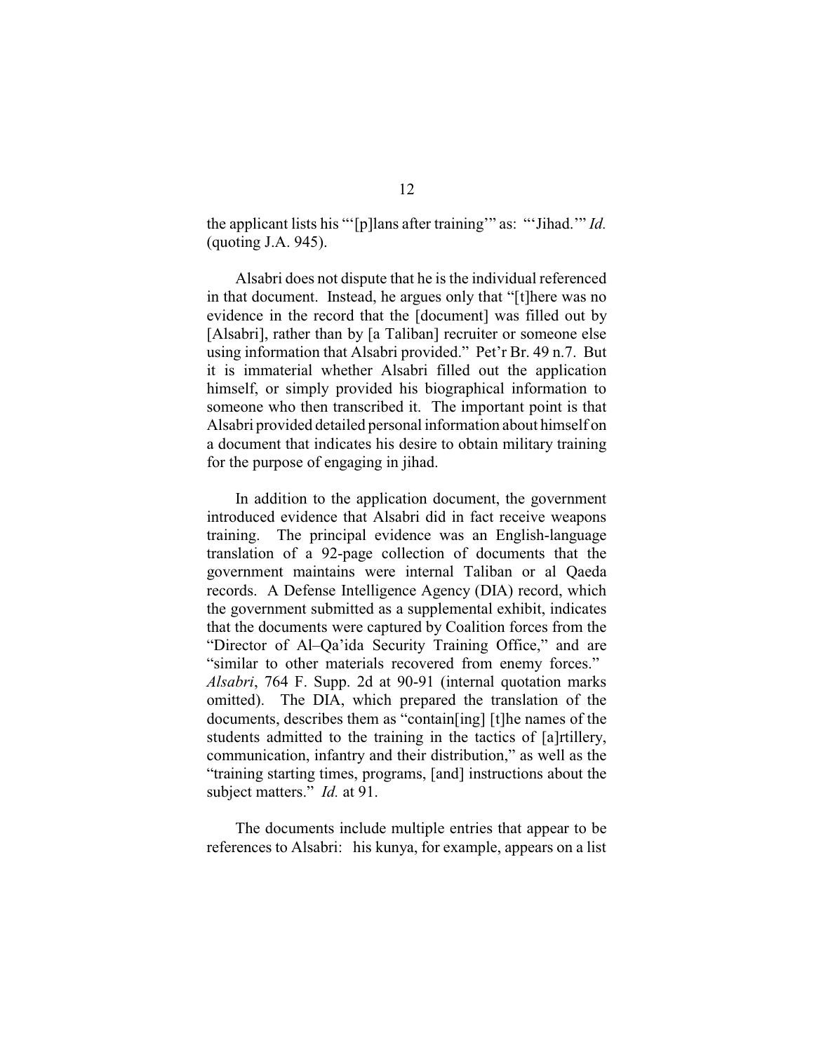the applicant lists his "'[p]lans after training'" as: "'Jihad.'" *Id.* (quoting J.A. 945).

Alsabri does not dispute that he is the individual referenced in that document. Instead, he argues only that "[t]here was no evidence in the record that the [document] was filled out by [Alsabri], rather than by [a Taliban] recruiter or someone else using information that Alsabri provided." Pet'r Br. 49 n.7. But it is immaterial whether Alsabri filled out the application himself, or simply provided his biographical information to someone who then transcribed it. The important point is that Alsabri provided detailed personal information about himself on a document that indicates his desire to obtain military training for the purpose of engaging in jihad.

In addition to the application document, the government introduced evidence that Alsabri did in fact receive weapons training. The principal evidence was an English-language translation of a 92-page collection of documents that the government maintains were internal Taliban or al Qaeda records. A Defense Intelligence Agency (DIA) record, which the government submitted as a supplemental exhibit, indicates that the documents were captured by Coalition forces from the "Director of Al–Qa'ida Security Training Office," and are "similar to other materials recovered from enemy forces." *Alsabri*, 764 F. Supp. 2d at 90-91 (internal quotation marks omitted). The DIA, which prepared the translation of the documents, describes them as "contain[ing] [t]he names of the students admitted to the training in the tactics of [a]rtillery, communication, infantry and their distribution," as well as the "training starting times, programs, [and] instructions about the subject matters." *Id.* at 91.

The documents include multiple entries that appear to be references to Alsabri: his kunya, for example, appears on a list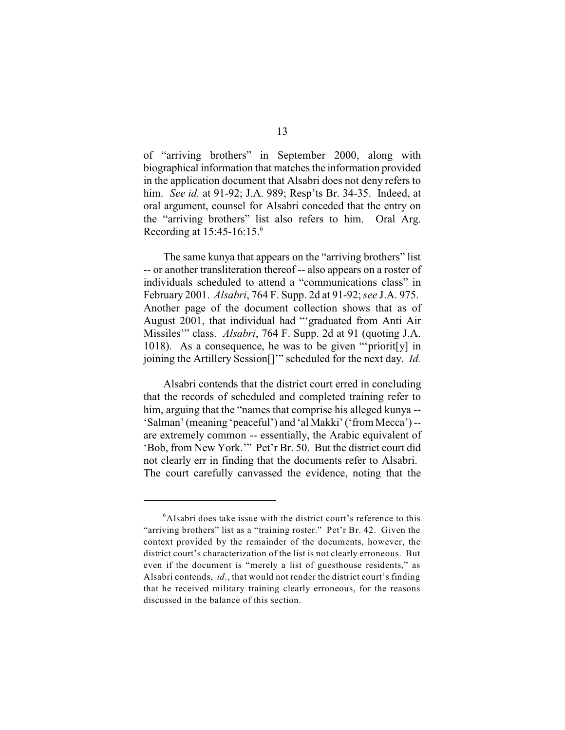of "arriving brothers" in September 2000, along with biographical information that matches the information provided in the application document that Alsabri does not deny refers to him. *See id.* at 91-92; J.A. 989; Resp'ts Br. 34-35. Indeed, at oral argument, counsel for Alsabri conceded that the entry on the "arriving brothers" list also refers to him. Oral Arg. Recording at 15:45-16:15.[6]

The same kunya that appears on the "arriving brothers" list -- or another transliteration thereof -- also appears on a roster of individuals scheduled to attend a "communications class" in February 2001. *Alsabri*, 764 F. Supp. 2d at 91-92; *see* J.A. 975. Another page of the document collection shows that as of August 2001, that individual had "'graduated from Anti Air Missiles'" class. *Alsabri*, 764 F. Supp. 2d at 91 (quoting J.A. 1018). As a consequence, he was to be given "'priorit[y] in joining the Artillery Session[]'" scheduled for the next day. *Id.*

Alsabri contends that the district court erred in concluding that the records of scheduled and completed training refer to him, arguing that the "names that comprise his alleged kunya -- 'Salman' (meaning 'peaceful') and 'al Makki' ('from Mecca') -- are extremely common -- essentially, the Arabic equivalent of 'Bob, from New York.'" Pet'r Br. 50. But the district court did not clearly err in finding that the documents refer to Alsabri. The court carefully canvassed the evidence, noting that the

---

[6] Alsabri does take issue with the district court's reference to this "arriving brothers" list as a "training roster." Pet'r Br. 42. Given the context provided by the remainder of the documents, however, the district court's characterization of the list is not clearly erroneous. But even if the document is "merely a list of guesthouse residents," as Alsabri contends, *id.*, that would not render the district court's finding that he received military training clearly erroneous, for the reasons discussed in the balance of this section.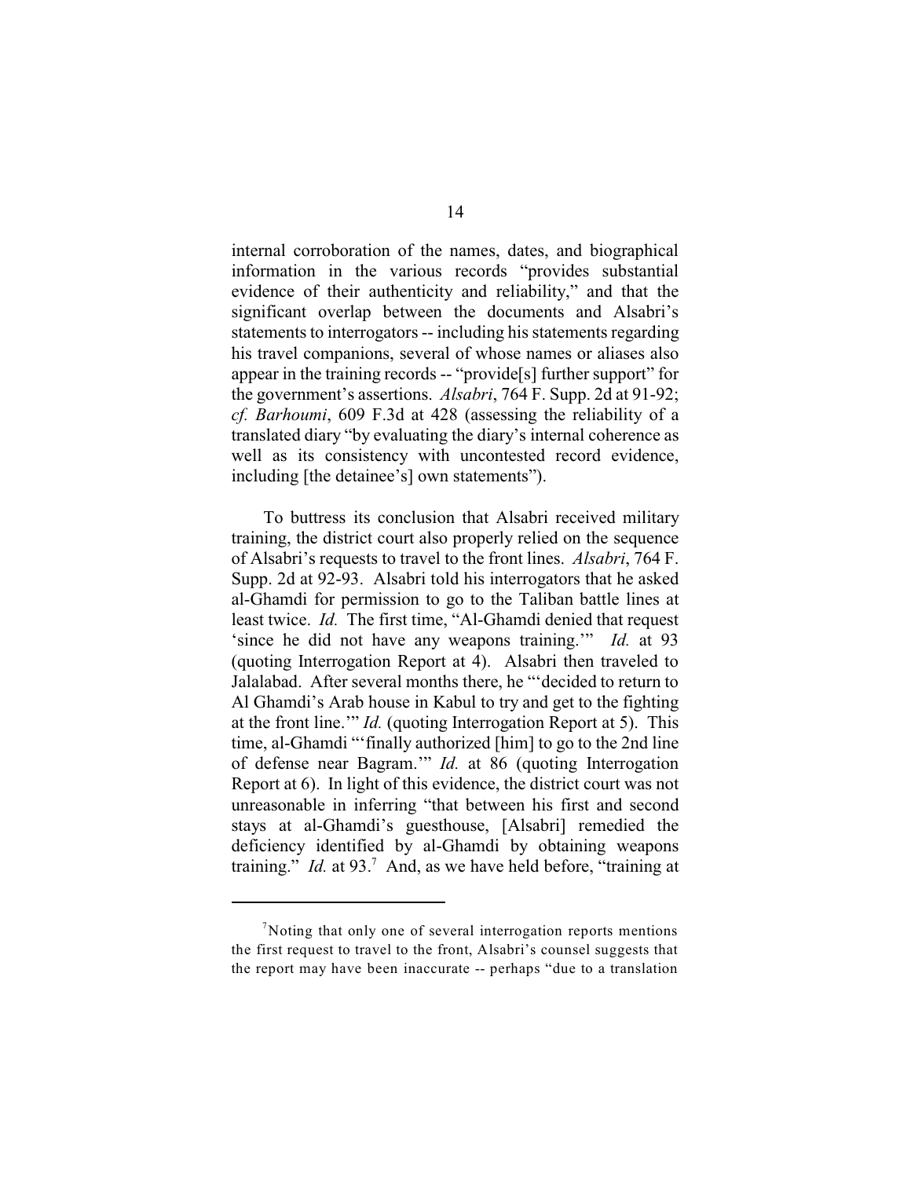internal corroboration of the names, dates, and biographical information in the various records "provides substantial evidence of their authenticity and reliability," and that the significant overlap between the documents and Alsabri's statements to interrogators -- including his statements regarding his travel companions, several of whose names or aliases also appear in the training records -- "provide[s] further support" for the government's assertions. *Alsabri*, 764 F. Supp. 2d at 91-92; *cf. Barhoumi*, 609 F.3d at 428 (assessing the reliability of a translated diary "by evaluating the diary's internal coherence as well as its consistency with uncontested record evidence, including [the detainee's] own statements").

To buttress its conclusion that Alsabri received military training, the district court also properly relied on the sequence of Alsabri's requests to travel to the front lines. *Alsabri*, 764 F. Supp. 2d at 92-93. Alsabri told his interrogators that he asked al-Ghamdi for permission to go to the Taliban battle lines at least twice. *Id.* The first time, "Al-Ghamdi denied that request 'since he did not have any weapons training.'" *Id.* at 93 (quoting Interrogation Report at 4). Alsabri then traveled to Jalalabad. After several months there, he "'decided to return to Al Ghamdi's Arab house in Kabul to try and get to the fighting at the front line.'" *Id.* (quoting Interrogation Report at 5). This time, al-Ghamdi "'finally authorized [him] to go to the 2nd line of defense near Bagram.'" *Id.* at 86 (quoting Interrogation Report at 6). In light of this evidence, the district court was not unreasonable in inferring "that between his first and second stays at al-Ghamdi's guesthouse, [Alsabri] remedied the deficiency identified by al-Ghamdi by obtaining weapons training." *Id.* at 93.[7] And, as we have held before, "training at

[7]Noting that only one of several interrogation reports mentions the first request to travel to the front, Alsabri's counsel suggests that the report may have been inaccurate -- perhaps "due to a translation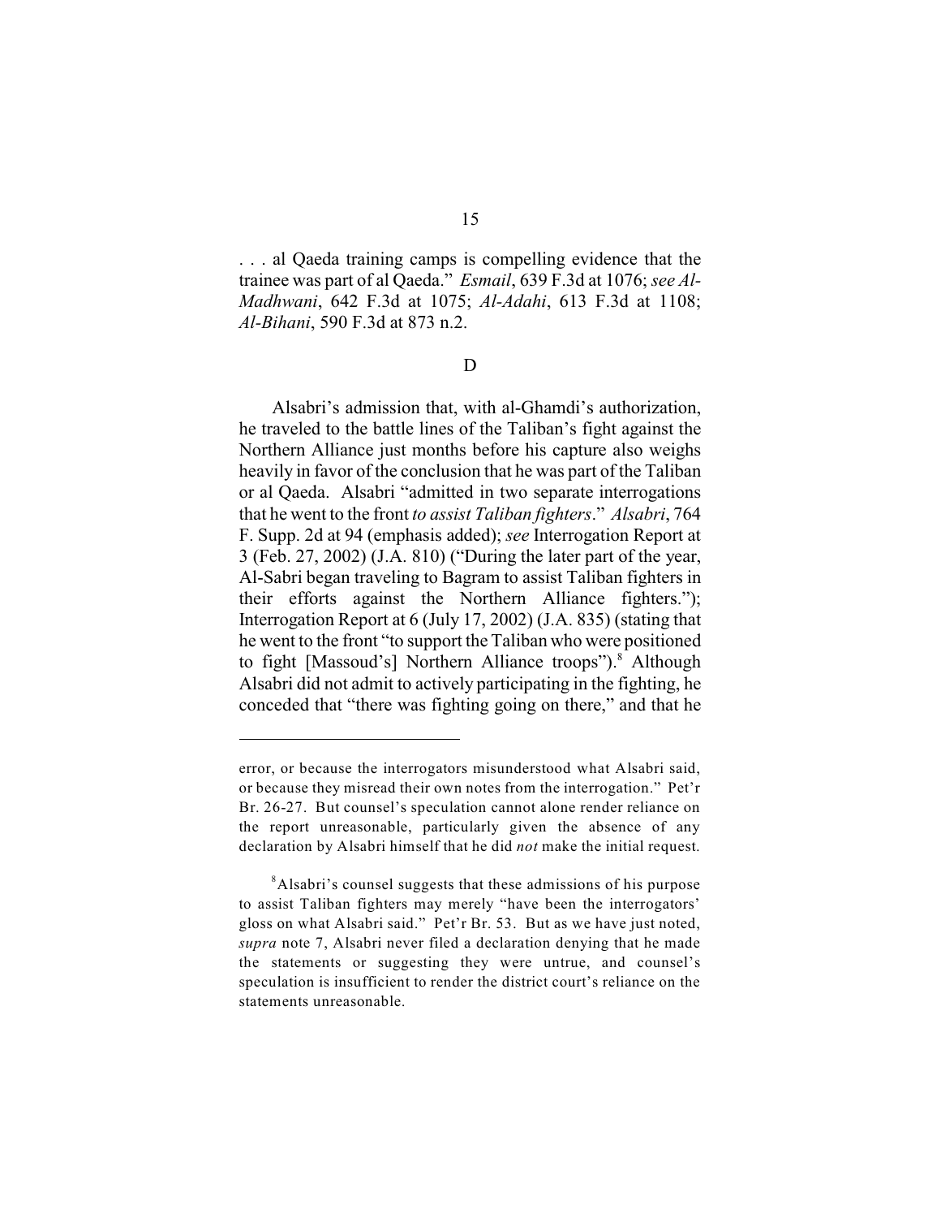. . . al Qaeda training camps is compelling evidence that the trainee was part of al Qaeda." *Esmail*, 639 F.3d at 1076; *see Al-Madhwani*, 642 F.3d at 1075; *Al-Adahi*, 613 F.3d at 1108; *Al-Bihani*, 590 F.3d at 873 n.2.

D

Alsabri's admission that, with al-Ghamdi's authorization, he traveled to the battle lines of the Taliban's fight against the Northern Alliance just months before his capture also weighs heavily in favor of the conclusion that he was part of the Taliban or al Qaeda. Alsabri "admitted in two separate interrogations that he went to the front *to assist Taliban fighters*." *Alsabri*, 764 F. Supp. 2d at 94 (emphasis added); *see* Interrogation Report at 3 (Feb. 27, 2002) (J.A. 810) ("During the later part of the year, Al-Sabri began traveling to Bagram to assist Taliban fighters in their efforts against the Northern Alliance fighters."); Interrogation Report at 6 (July 17, 2002) (J.A. 835) (stating that he went to the front "to support the Taliban who were positioned to fight [Massoud's] Northern Alliance troops").[8] Although Alsabri did not admit to actively participating in the fighting, he conceded that "there was fighting going on there," and that he

---

error, or because the interrogators misunderstood what Alsabri said, or because they misread their own notes from the interrogation." Pet'r Br. 26-27. But counsel's speculation cannot alone render reliance on the report unreasonable, particularly given the absence of any declaration by Alsabri himself that he did *not* make the initial request.

[8] Alsabri's counsel suggests that these admissions of his purpose to assist Taliban fighters may merely "have been the interrogators' gloss on what Alsabri said." Pet'r Br. 53. But as we have just noted, *supra* note 7, Alsabri never filed a declaration denying that he made the statements or suggesting they were untrue, and counsel's speculation is insufficient to render the district court's reliance on the statements unreasonable.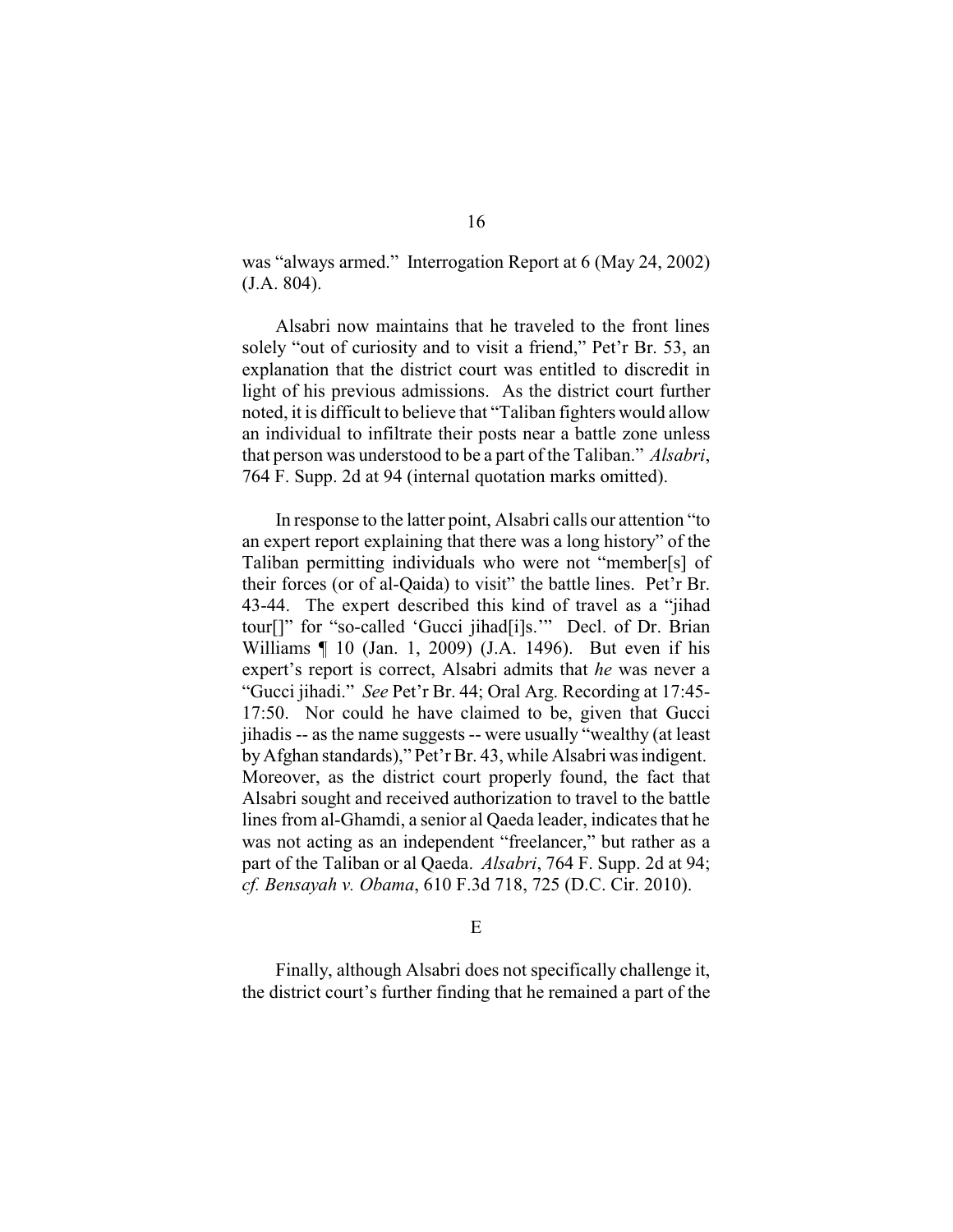was "always armed." Interrogation Report at 6 (May 24, 2002) (J.A. 804).

Alsabri now maintains that he traveled to the front lines solely "out of curiosity and to visit a friend," Pet'r Br. 53, an explanation that the district court was entitled to discredit in light of his previous admissions. As the district court further noted, it is difficult to believe that "Taliban fighters would allow an individual to infiltrate their posts near a battle zone unless that person was understood to be a part of the Taliban." *Alsabri*, 764 F. Supp. 2d at 94 (internal quotation marks omitted).

In response to the latter point, Alsabri calls our attention "to an expert report explaining that there was a long history" of the Taliban permitting individuals who were not "member[s] of their forces (or of al-Qaida) to visit" the battle lines. Pet'r Br. 43-44. The expert described this kind of travel as a "jihad tour[]" for "so-called 'Gucci jihad[i]s.'" Decl. of Dr. Brian Williams ¶ 10 (Jan. 1, 2009) (J.A. 1496). But even if his expert's report is correct, Alsabri admits that *he* was never a "Gucci jihadi." *See* Pet'r Br. 44; Oral Arg. Recording at 17:45-17:50. Nor could he have claimed to be, given that Gucci jihadis -- as the name suggests -- were usually "wealthy (at least by Afghan standards)," Pet'r Br. 43, while Alsabri was indigent. Moreover, as the district court properly found, the fact that Alsabri sought and received authorization to travel to the battle lines from al-Ghamdi, a senior al Qaeda leader, indicates that he was not acting as an independent "freelancer," but rather as a part of the Taliban or al Qaeda. *Alsabri*, 764 F. Supp. 2d at 94; *cf. Bensayah v. Obama*, 610 F.3d 718, 725 (D.C. Cir. 2010).

E

Finally, although Alsabri does not specifically challenge it, the district court's further finding that he remained a part of the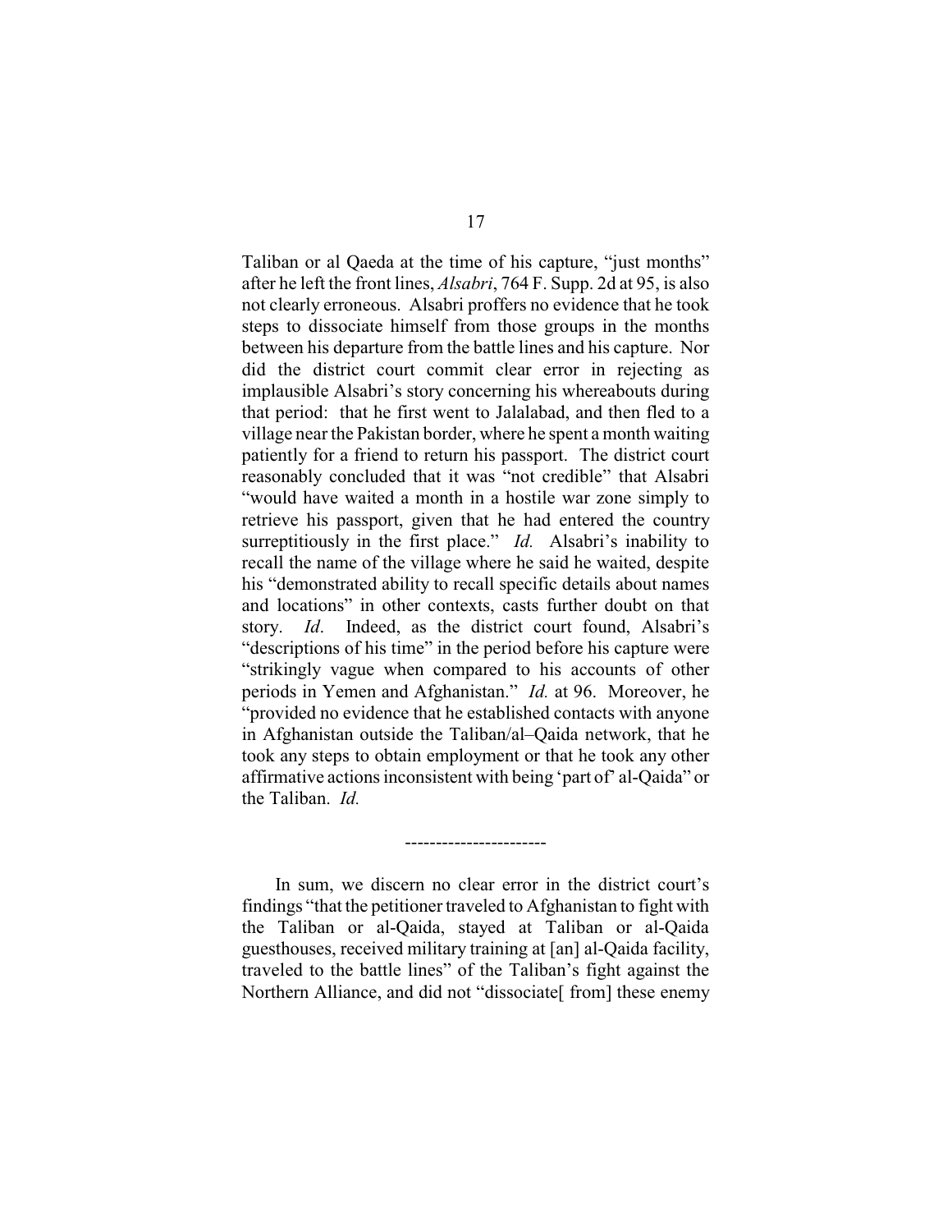Taliban or al Qaeda at the time of his capture, "just months" after he left the front lines, *Alsabri*, 764 F. Supp. 2d at 95, is also not clearly erroneous. Alsabri proffers no evidence that he took steps to dissociate himself from those groups in the months between his departure from the battle lines and his capture. Nor did the district court commit clear error in rejecting as implausible Alsabri's story concerning his whereabouts during that period: that he first went to Jalalabad, and then fled to a village near the Pakistan border, where he spent a month waiting patiently for a friend to return his passport. The district court reasonably concluded that it was "not credible" that Alsabri "would have waited a month in a hostile war zone simply to retrieve his passport, given that he had entered the country surreptitiously in the first place." *Id.* Alsabri's inability to recall the name of the village where he said he waited, despite his "demonstrated ability to recall specific details about names and locations" in other contexts, casts further doubt on that story. *Id*. Indeed, as the district court found, Alsabri's "descriptions of his time" in the period before his capture were "strikingly vague when compared to his accounts of other periods in Yemen and Afghanistan." *Id.* at 96. Moreover, he "provided no evidence that he established contacts with anyone in Afghanistan outside the Taliban/al–Qaida network, that he took any steps to obtain employment or that he took any other affirmative actions inconsistent with being 'part of' al-Qaida" or the Taliban. *Id.*

----------------------

In sum, we discern no clear error in the district court's findings "that the petitioner traveled to Afghanistan to fight with the Taliban or al-Qaida, stayed at Taliban or al-Qaida guesthouses, received military training at [an] al-Qaida facility, traveled to the battle lines" of the Taliban's fight against the Northern Alliance, and did not "dissociate[ from] these enemy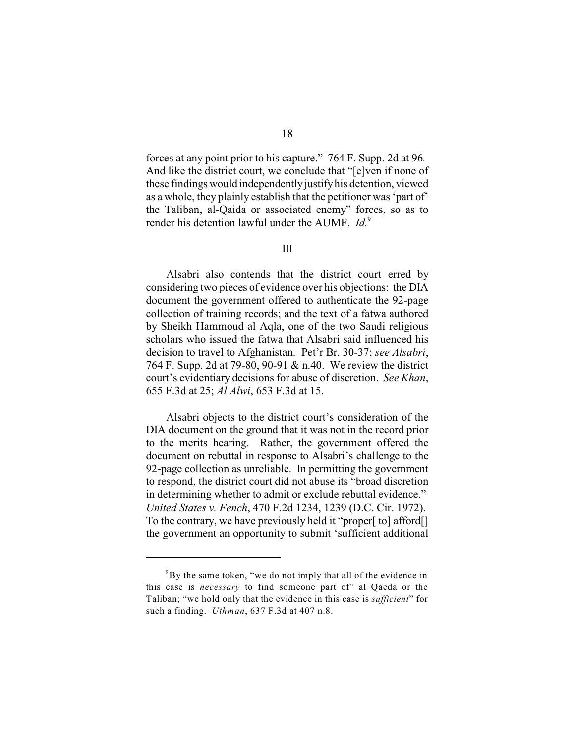forces at any point prior to his capture." 764 F. Supp. 2d at 96. And like the district court, we conclude that "[e]ven if none of these findings would independently justify his detention, viewed as a whole, they plainly establish that the petitioner was 'part of' the Taliban, al-Qaida or associated enemy" forces, so as to render his detention lawful under the AUMF. *Id.*[9]

III

Alsabri also contends that the district court erred by considering two pieces of evidence over his objections: the DIA document the government offered to authenticate the 92-page collection of training records; and the text of a fatwa authored by Sheikh Hammoud al Aqla, one of the two Saudi religious scholars who issued the fatwa that Alsabri said influenced his decision to travel to Afghanistan. Pet'r Br. 30-37; *see Alsabri*, 764 F. Supp. 2d at 79-80, 90-91 & n.40. We review the district court's evidentiary decisions for abuse of discretion. *See Khan*, 655 F.3d at 25; *Al Alwi*, 653 F.3d at 15.

Alsabri objects to the district court's consideration of the DIA document on the ground that it was not in the record prior to the merits hearing. Rather, the government offered the document on rebuttal in response to Alsabri's challenge to the 92-page collection as unreliable. In permitting the government to respond, the district court did not abuse its "broad discretion in determining whether to admit or exclude rebuttal evidence." *United States v. Fench*, 470 F.2d 1234, 1239 (D.C. Cir. 1972). To the contrary, we have previously held it "proper[ to] afford[] the government an opportunity to submit 'sufficient additional

---

[9] By the same token, "we do not imply that all of the evidence in this case is *necessary* to find someone part of" al Qaeda or the Taliban; "we hold only that the evidence in this case is *sufficient*" for such a finding. *Uthman*, 637 F.3d at 407 n.8.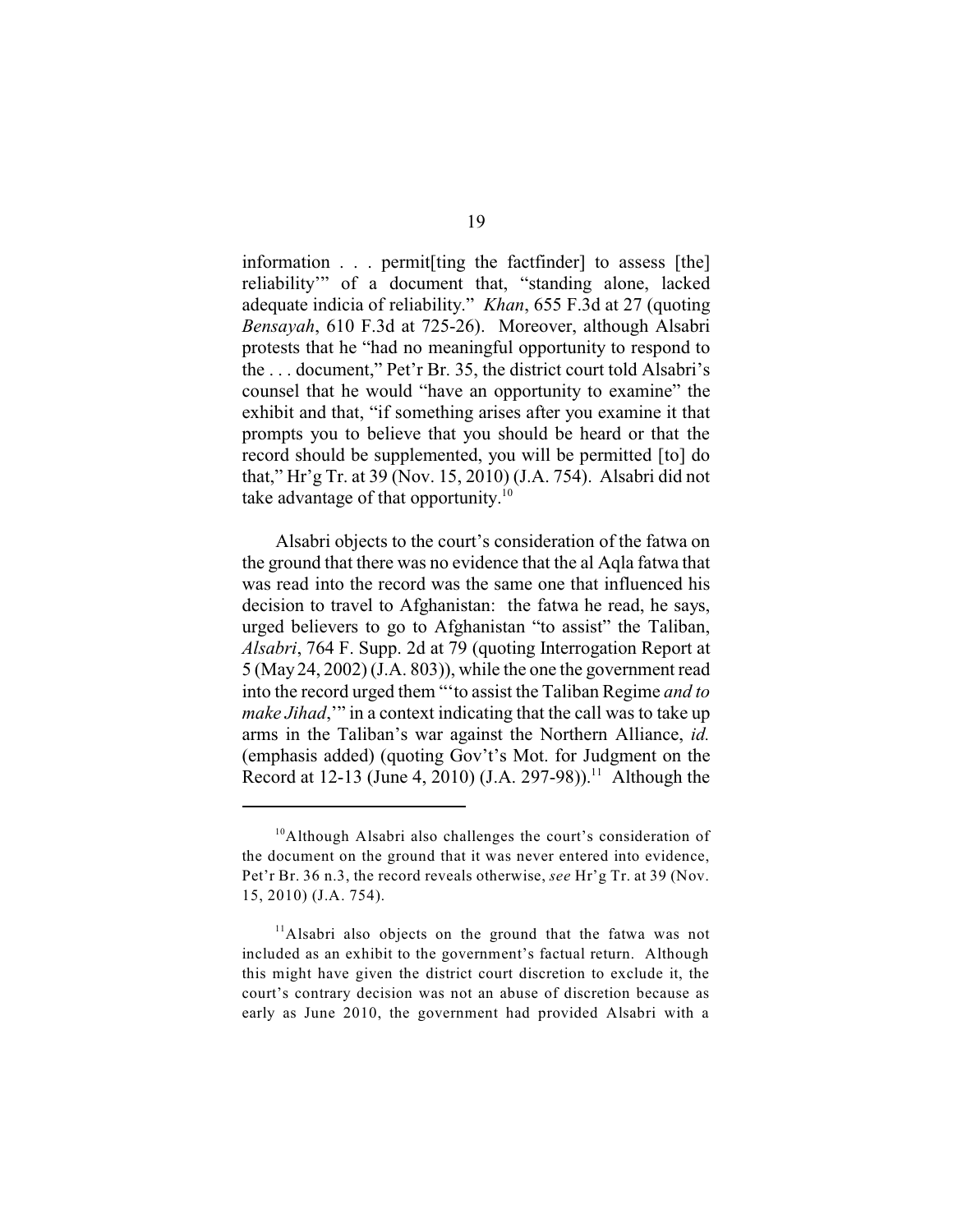information . . . permit[ting the factfinder] to assess [the] reliability'" of a document that, "standing alone, lacked adequate indicia of reliability." *Khan*, 655 F.3d at 27 (quoting *Bensayah*, 610 F.3d at 725-26). Moreover, although Alsabri protests that he "had no meaningful opportunity to respond to the . . . document," Pet'r Br. 35, the district court told Alsabri's counsel that he would "have an opportunity to examine" the exhibit and that, "if something arises after you examine it that prompts you to believe that you should be heard or that the record should be supplemented, you will be permitted [to] do that," Hr'g Tr. at 39 (Nov. 15, 2010) (J.A. 754). Alsabri did not take advantage of that opportunity.[10]

Alsabri objects to the court's consideration of the fatwa on the ground that there was no evidence that the al Aqla fatwa that was read into the record was the same one that influenced his decision to travel to Afghanistan: the fatwa he read, he says, urged believers to go to Afghanistan "to assist" the Taliban, *Alsabri*, 764 F. Supp. 2d at 79 (quoting Interrogation Report at 5 (May 24, 2002) (J.A. 803)), while the one the government read into the record urged them "'to assist the Taliban Regime *and to make Jihad*,'" in a context indicating that the call was to take up arms in the Taliban's war against the Northern Alliance, *id.* (emphasis added) (quoting Gov't's Mot. for Judgment on the Record at 12-13 (June 4, 2010) (J.A. 297-98)).[11] Although the

---

[10]Although Alsabri also challenges the court's consideration of the document on the ground that it was never entered into evidence, Pet'r Br. 36 n.3, the record reveals otherwise, *see* Hr'g Tr. at 39 (Nov. 15, 2010) (J.A. 754).

[11]Alsabri also objects on the ground that the fatwa was not included as an exhibit to the government's factual return. Although this might have given the district court discretion to exclude it, the court's contrary decision was not an abuse of discretion because as early as June 2010, the government had provided Alsabri with a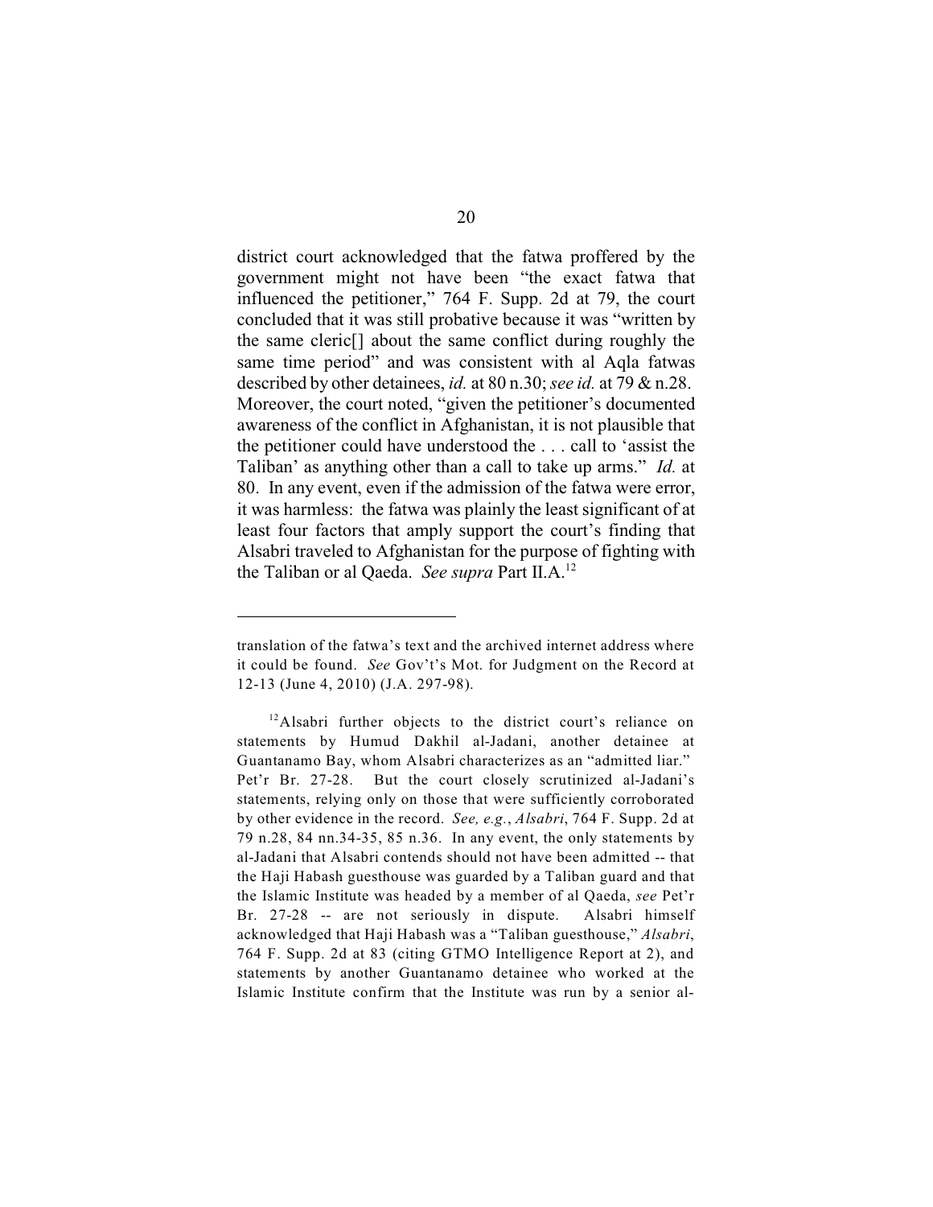district court acknowledged that the fatwa proffered by the government might not have been "the exact fatwa that influenced the petitioner," 764 F. Supp. 2d at 79, the court concluded that it was still probative because it was "written by the same cleric[] about the same conflict during roughly the same time period" and was consistent with al Aqla fatwas described by other detainees, *id.* at 80 n.30; *see id.* at 79 & n.28. Moreover, the court noted, "given the petitioner's documented awareness of the conflict in Afghanistan, it is not plausible that the petitioner could have understood the . . . call to 'assist the Taliban' as anything other than a call to take up arms." *Id.* at 80. In any event, even if the admission of the fatwa were error, it was harmless: the fatwa was plainly the least significant of at least four factors that amply support the court's finding that Alsabri traveled to Afghanistan for the purpose of fighting with the Taliban or al Qaeda. *See supra* Part II.A.[12]

---

translation of the fatwa's text and the archived internet address where it could be found. *See* Gov't's Mot. for Judgment on the Record at 12-13 (June 4, 2010) (J.A. 297-98).

[12] Alsabri further objects to the district court's reliance on statements by Humud Dakhil al-Jadani, another detainee at Guantanamo Bay, whom Alsabri characterizes as an "admitted liar." Pet'r Br. 27-28. But the court closely scrutinized al-Jadani's statements, relying only on those that were sufficiently corroborated by other evidence in the record. *See, e.g.*, *Alsabri*, 764 F. Supp. 2d at 79 n.28, 84 nn.34-35, 85 n.36. In any event, the only statements by al-Jadani that Alsabri contends should not have been admitted -- that the Haji Habash guesthouse was guarded by a Taliban guard and that the Islamic Institute was headed by a member of al Qaeda, *see* Pet'r Br. 27-28 -- are not seriously in dispute. Alsabri himself acknowledged that Haji Habash was a "Taliban guesthouse," *Alsabri*, 764 F. Supp. 2d at 83 (citing GTMO Intelligence Report at 2), and statements by another Guantanamo detainee who worked at the Islamic Institute confirm that the Institute was run by a senior al-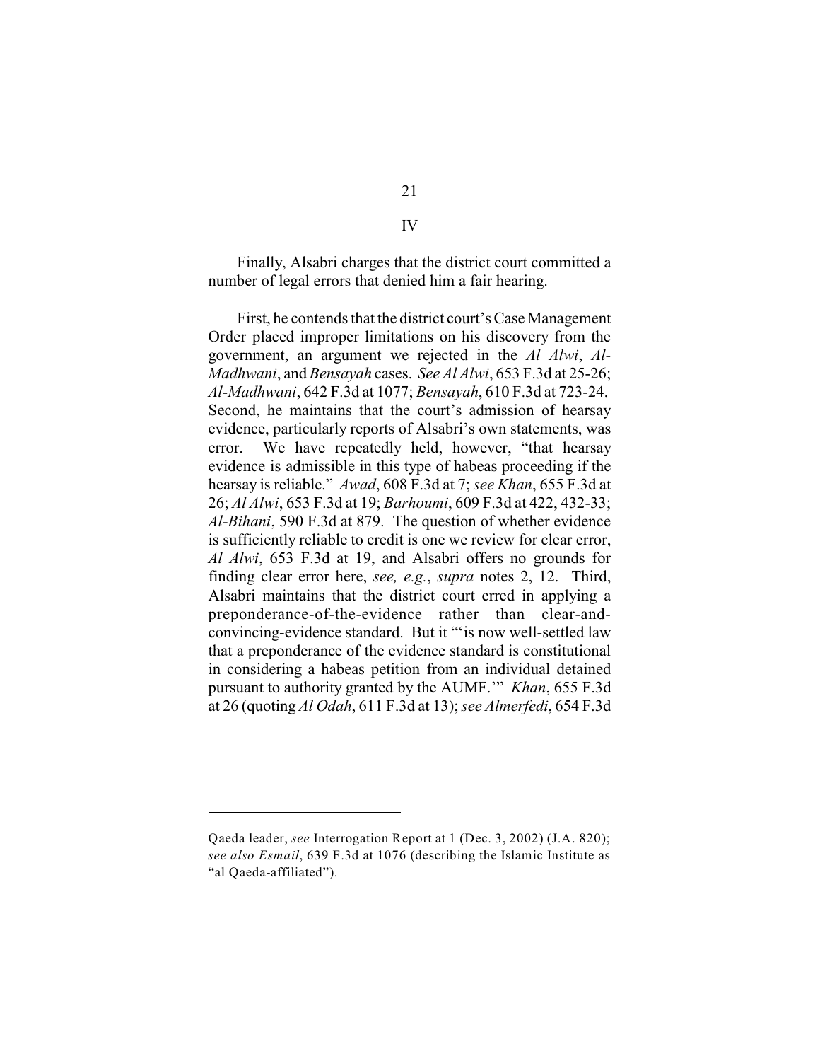## IV

Finally, Alsabri charges that the district court committed a number of legal errors that denied him a fair hearing.

First, he contends that the district court's Case Management Order placed improper limitations on his discovery from the government, an argument we rejected in the *Al Alwi*, *Al-Madhwani*, and *Bensayah* cases. *See Al Alwi*, 653 F.3d at 25-26; *Al-Madhwani*, 642 F.3d at 1077; *Bensayah*, 610 F.3d at 723-24. Second, he maintains that the court's admission of hearsay evidence, particularly reports of Alsabri's own statements, was error. We have repeatedly held, however, "that hearsay evidence is admissible in this type of habeas proceeding if the hearsay is reliable." *Awad*, 608 F.3d at 7; *see Khan*, 655 F.3d at 26; *Al Alwi*, 653 F.3d at 19; *Barhoumi*, 609 F.3d at 422, 432-33; *Al-Bihani*, 590 F.3d at 879. The question of whether evidence is sufficiently reliable to credit is one we review for clear error, *Al Alwi*, 653 F.3d at 19, and Alsabri offers no grounds for finding clear error here, *see, e.g.*, *supra* notes 2, 12. Third, Alsabri maintains that the district court erred in applying a preponderance-of-the-evidence rather than clear-and-convincing-evidence standard. But it "'is now well-settled law that a preponderance of the evidence standard is constitutional in considering a habeas petition from an individual detained pursuant to authority granted by the AUMF.'" *Khan*, 655 F.3d at 26 (quoting *Al Odah*, 611 F.3d at 13); *see Almerfedi*, 654 F.3d

---

Qaeda leader, *see* Interrogation Report at 1 (Dec. 3, 2002) (J.A. 820); *see also Esmail*, 639 F.3d at 1076 (describing the Islamic Institute as "al Qaeda-affiliated").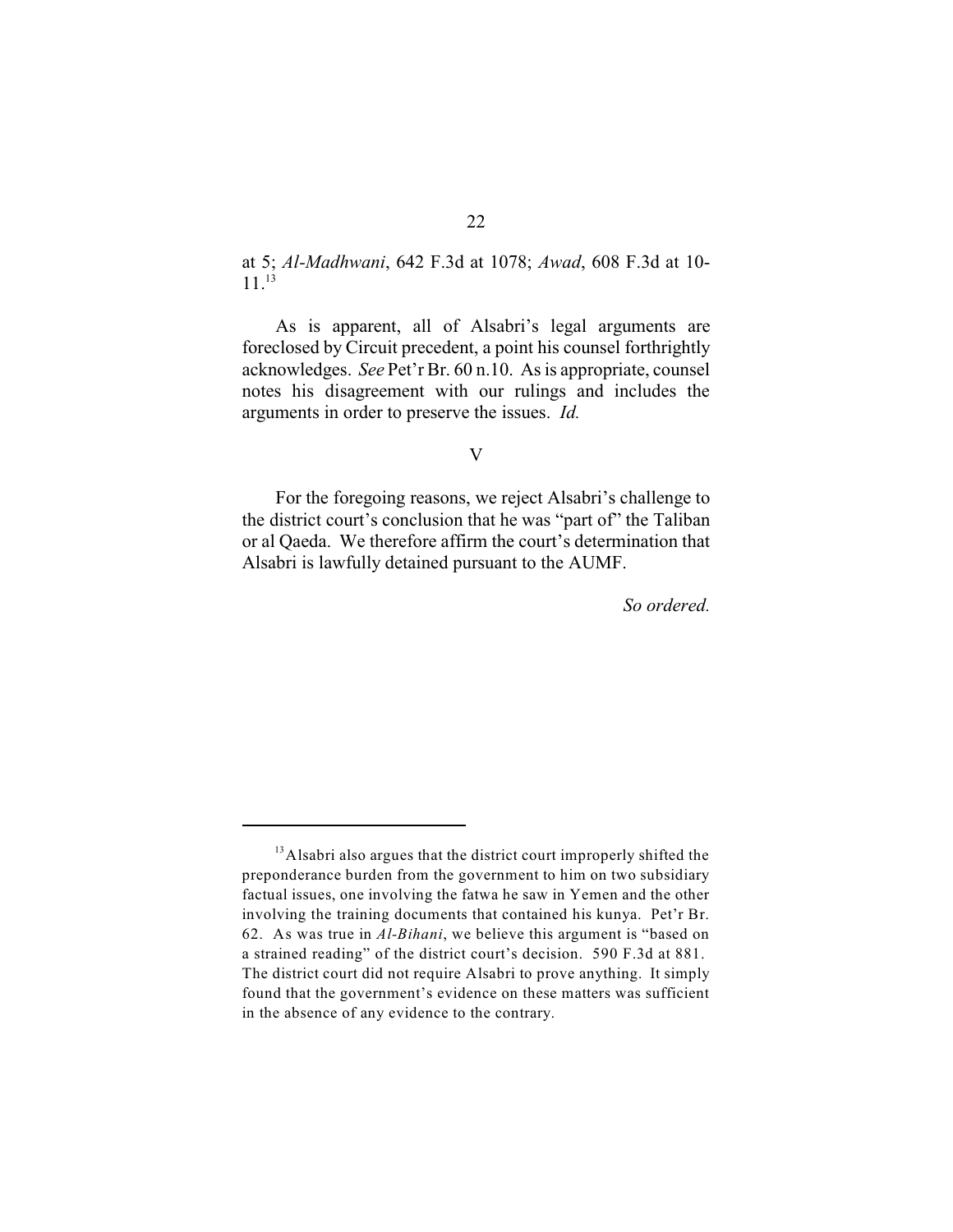at 5; *Al-Madhwani*, 642 F.3d at 1078; *Awad*, 608 F.3d at 10-11.[13]

As is apparent, all of Alsabri's legal arguments are foreclosed by Circuit precedent, a point his counsel forthrightly acknowledges. *See* Pet'r Br. 60 n.10. As is appropriate, counsel notes his disagreement with our rulings and includes the arguments in order to preserve the issues. *Id.*

## V

For the foregoing reasons, we reject Alsabri's challenge to the district court's conclusion that he was "part of" the Taliban or al Qaeda. We therefore affirm the court's determination that Alsabri is lawfully detained pursuant to the AUMF.

*So ordered.*

---

[13] Alsabri also argues that the district court improperly shifted the preponderance burden from the government to him on two subsidiary factual issues, one involving the fatwa he saw in Yemen and the other involving the training documents that contained his kunya. Pet'r Br. 62. As was true in *Al-Bihani*, we believe this argument is "based on a strained reading" of the district court's decision. 590 F.3d at 881. The district court did not require Alsabri to prove anything. It simply found that the government's evidence on these matters was sufficient in the absence of any evidence to the contrary.